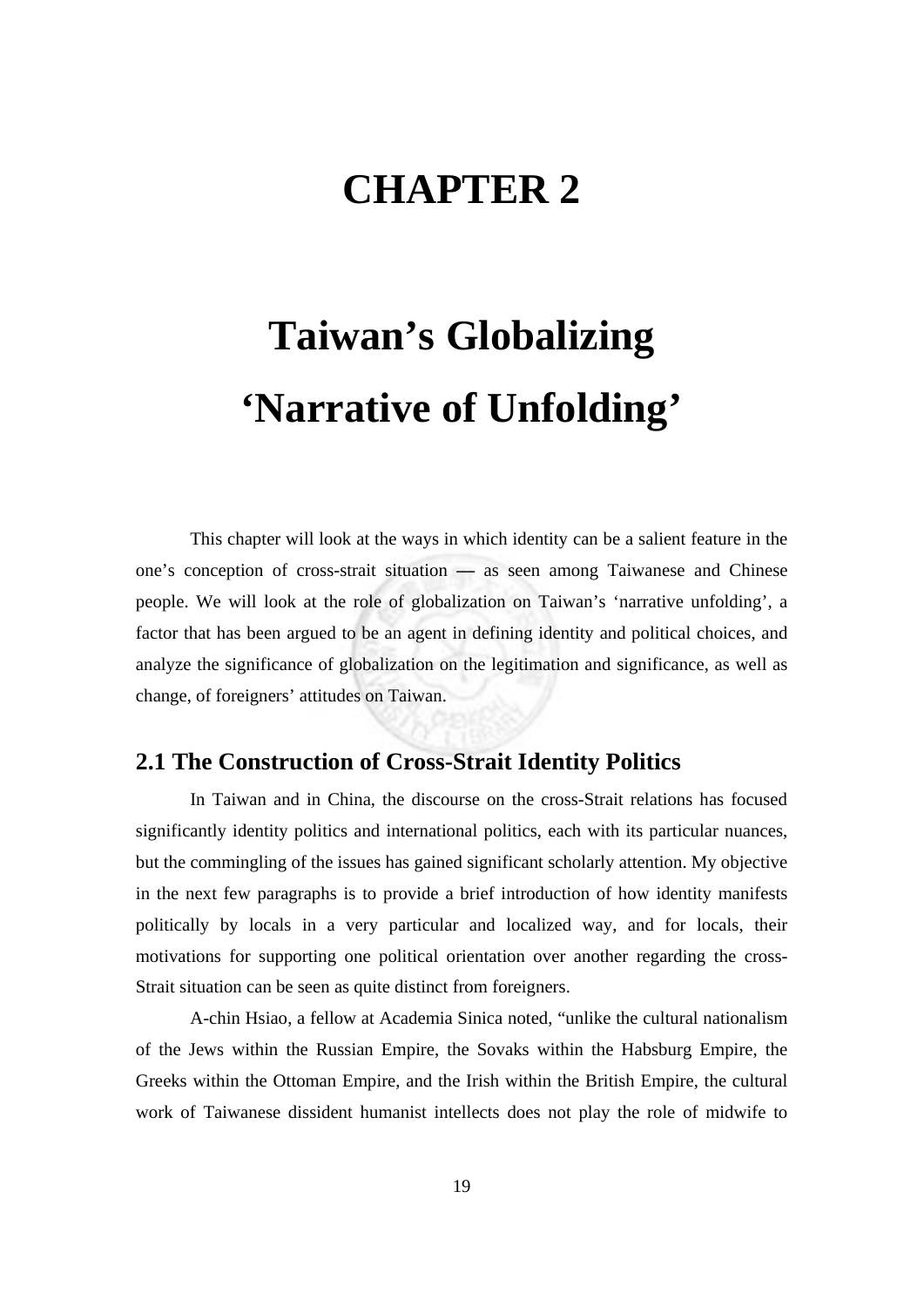# CHAPTER 2

# Taiwan's Globalizing 'Narrative of Unfolding'

This chapter will look at the ways in which identity can be a salient feature in the one's conception of cross-strait situation — as seen among Taiwanese and Chinese people. We will look at the role of globalization on Taiwan's 'narrative unfolding', a factor that has been argued to be an agent in defining identity and political choices, and analyze the significance of globalization on the legitimation and significance, as well as change, of foreigners' attitudes on Taiwan.

## 2.1 The Construction of Cross-Strait Identity Politics

In Taiwan and in China, the discourse on the cross-Strait relations has focused significantly identity politics and international politics, each with its particular nuances, but the commingling of the issues has gained significant scholarly attention. My objective in the next few paragraphs is to provide a brief introduction of how identity manifests politically by locals in a very particular and localized way, and for locals, their motivations for supporting one political orientation over another regarding the cross-Strait situation can be seen as quite distinct from foreigners.

A-chin Hsiao, a fellow at Academia Sinica noted, "unlike the cultural nationalism of the Jews within the Russian Empire, the Sovaks within the Habsburg Empire, the Greeks within the Ottoman Empire, and the Irish within the British Empire, the cultural work of Taiwanese dissident humanist intellects does not play the role of midwife to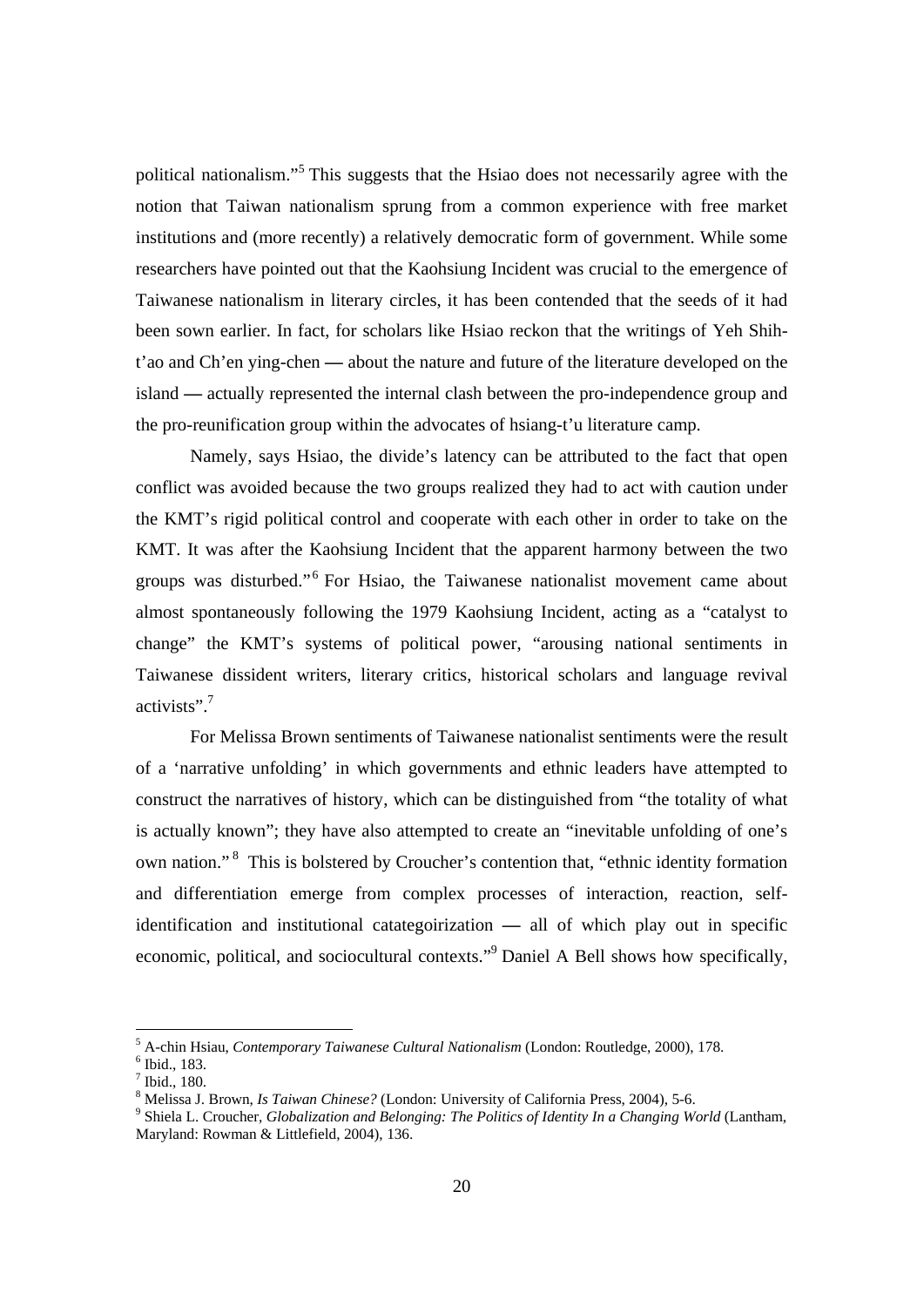political nationalism."[5] This suggests that the Hsiao does not necessarily agree with the notion that Taiwan nationalism sprung from a common experience with free market institutions and (more recently) a relatively democratic form of government. While some researchers have pointed out that the Kaohsiung Incident was crucial to the emergence of Taiwanese nationalism in literary circles, it has been contended that the seeds of it had been sown earlier. In fact, for scholars like Hsiao reckon that the writings of Yeh Shih-t'ao and Ch'en ying-chen — about the nature and future of the literature developed on the island — actually represented the internal clash between the pro-independence group and the pro-reunification group within the advocates of hsiang-t'u literature camp.

Namely, says Hsiao, the divide's latency can be attributed to the fact that open conflict was avoided because the two groups realized they had to act with caution under the KMT's rigid political control and cooperate with each other in order to take on the KMT. It was after the Kaohsiung Incident that the apparent harmony between the two groups was disturbed."[6] For Hsiao, the Taiwanese nationalist movement came about almost spontaneously following the 1979 Kaohsiung Incident, acting as a "catalyst to change" the KMT's systems of political power, "arousing national sentiments in Taiwanese dissident writers, literary critics, historical scholars and language revival activists".[7]

For Melissa Brown sentiments of Taiwanese nationalist sentiments were the result of a 'narrative unfolding' in which governments and ethnic leaders have attempted to construct the narratives of history, which can be distinguished from "the totality of what is actually known"; they have also attempted to create an "inevitable unfolding of one's own nation."[8] This is bolstered by Croucher's contention that, "ethnic identity formation and differentiation emerge from complex processes of interaction, reaction, self-identification and institutional catategoirization — all of which play out in specific economic, political, and sociocultural contexts."[9] Daniel A Bell shows how specifically,

---

[5] A-chin Hsiau, *Contemporary Taiwanese Cultural Nationalism* (London: Routledge, 2000), 178.

[6] Ibid., 183.

[7] Ibid., 180.

[8] Melissa J. Brown, *Is Taiwan Chinese?* (London: University of California Press, 2004), 5-6.

[9] Shiela L. Croucher, *Globalization and Belonging: The Politics of Identity In a Changing World* (Lantham, Maryland: Rowman & Littlefield, 2004), 136.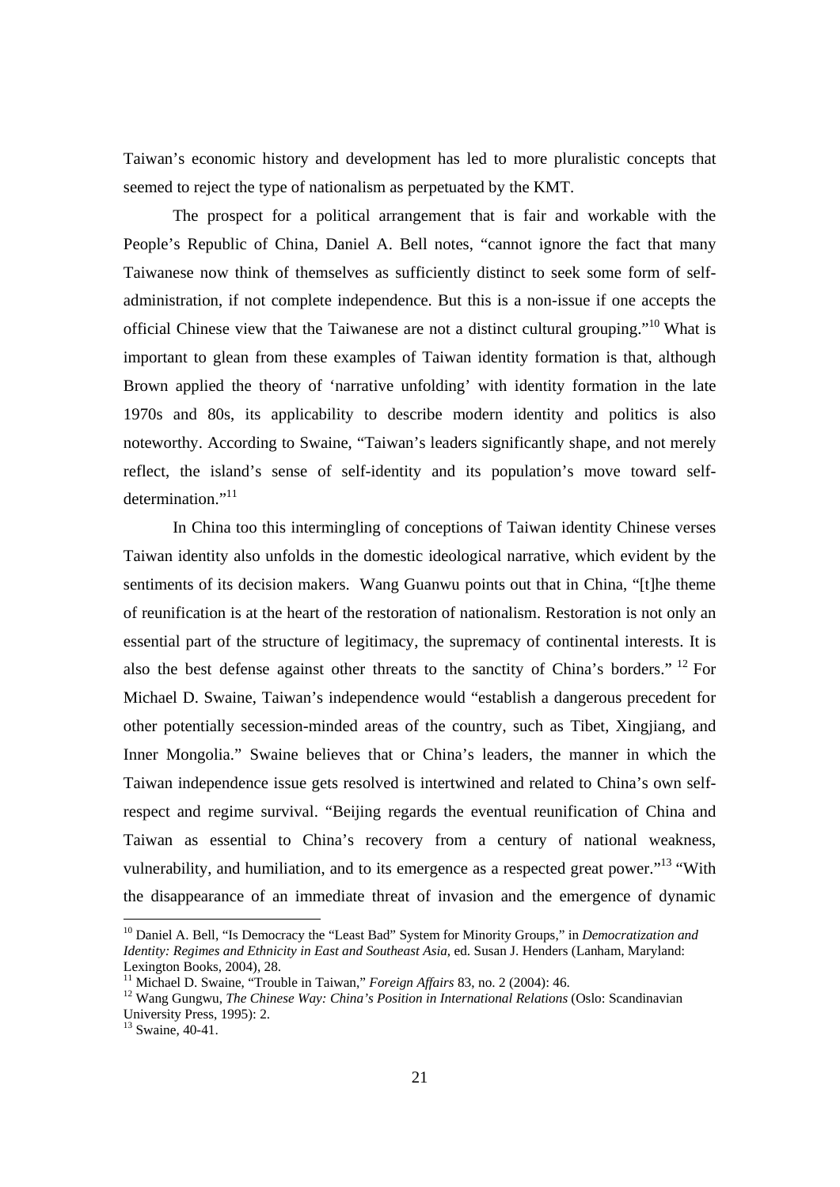Taiwan's economic history and development has led to more pluralistic concepts that seemed to reject the type of nationalism as perpetuated by the KMT.

The prospect for a political arrangement that is fair and workable with the People's Republic of China, Daniel A. Bell notes, "cannot ignore the fact that many Taiwanese now think of themselves as sufficiently distinct to seek some form of self-administration, if not complete independence. But this is a non-issue if one accepts the official Chinese view that the Taiwanese are not a distinct cultural grouping."[10] What is important to glean from these examples of Taiwan identity formation is that, although Brown applied the theory of 'narrative unfolding' with identity formation in the late 1970s and 80s, its applicability to describe modern identity and politics is also noteworthy. According to Swaine, "Taiwan's leaders significantly shape, and not merely reflect, the island's sense of self-identity and its population's move toward self-determination."[11]

In China too this intermingling of conceptions of Taiwan identity Chinese verses Taiwan identity also unfolds in the domestic ideological narrative, which evident by the sentiments of its decision makers. Wang Guanwu points out that in China, "[t]he theme of reunification is at the heart of the restoration of nationalism. Restoration is not only an essential part of the structure of legitimacy, the supremacy of continental interests. It is also the best defense against other threats to the sanctity of China's borders." [12] For Michael D. Swaine, Taiwan's independence would "establish a dangerous precedent for other potentially secession-minded areas of the country, such as Tibet, Xingjiang, and Inner Mongolia." Swaine believes that or China's leaders, the manner in which the Taiwan independence issue gets resolved is intertwined and related to China's own self-respect and regime survival. "Beijing regards the eventual reunification of China and Taiwan as essential to China's recovery from a century of national weakness, vulnerability, and humiliation, and to its emergence as a respected great power."[13] "With the disappearance of an immediate threat of invasion and the emergence of dynamic

---

[10] Daniel A. Bell, "Is Democracy the "Least Bad" System for Minority Groups," in *Democratization and Identity: Regimes and Ethnicity in East and Southeast Asia*, ed. Susan J. Henders (Lanham, Maryland: Lexington Books, 2004), 28.

[11] Michael D. Swaine, "Trouble in Taiwan," *Foreign Affairs* 83, no. 2 (2004): 46.

[12] Wang Gungwu, *The Chinese Way: China's Position in International Relations* (Oslo: Scandinavian University Press, 1995): 2.

[13] Swaine, 40-41.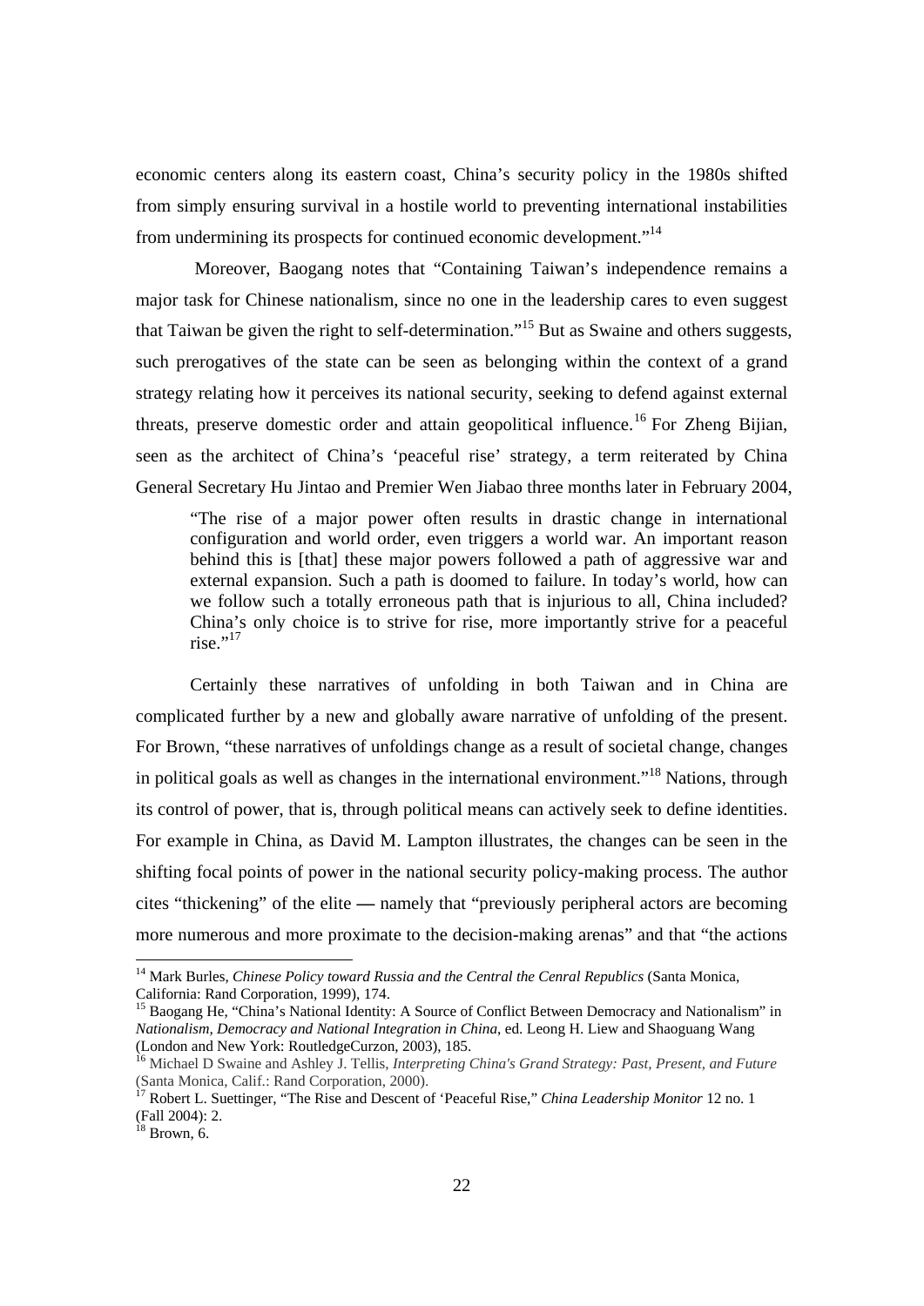economic centers along its eastern coast, China's security policy in the 1980s shifted from simply ensuring survival in a hostile world to preventing international instabilities from undermining its prospects for continued economic development."[14]

Moreover, Baogang notes that "Containing Taiwan's independence remains a major task for Chinese nationalism, since no one in the leadership cares to even suggest that Taiwan be given the right to self-determination."[15] But as Swaine and others suggests, such prerogatives of the state can be seen as belonging within the context of a grand strategy relating how it perceives its national security, seeking to defend against external threats, preserve domestic order and attain geopolitical influence.[16] For Zheng Bijian, seen as the architect of China's 'peaceful rise' strategy, a term reiterated by China General Secretary Hu Jintao and Premier Wen Jiabao three months later in February 2004,

> "The rise of a major power often results in drastic change in international configuration and world order, even triggers a world war. An important reason behind this is [that] these major powers followed a path of aggressive war and external expansion. Such a path is doomed to failure. In today's world, how can we follow such a totally erroneous path that is injurious to all, China included? China's only choice is to strive for rise, more importantly strive for a peaceful rise."[17]

Certainly these narratives of unfolding in both Taiwan and in China are complicated further by a new and globally aware narrative of unfolding of the present. For Brown, "these narratives of unfoldings change as a result of societal change, changes in political goals as well as changes in the international environment."[18] Nations, through its control of power, that is, through political means can actively seek to define identities. For example in China, as David M. Lampton illustrates, the changes can be seen in the shifting focal points of power in the national security policy-making process. The author cites "thickening" of the elite — namely that "previously peripheral actors are becoming more numerous and more proximate to the decision-making arenas" and that "the actions

---

[14] Mark Burles, *Chinese Policy toward Russia and the Central the Cenral Republics* (Santa Monica, California: Rand Corporation, 1999), 174.

[15] Baogang He, "China's National Identity: A Source of Conflict Between Democracy and Nationalism" in *Nationalism, Democracy and National Integration in China*, ed. Leong H. Liew and Shaoguang Wang (London and New York: RoutledgeCurzon, 2003), 185.

[16] Michael D Swaine and Ashley J. Tellis, *Interpreting China's Grand Strategy: Past, Present, and Future* (Santa Monica, Calif.: Rand Corporation, 2000).

[17] Robert L. Suettinger, "The Rise and Descent of 'Peaceful Rise,'" *China Leadership Monitor* 12 no. 1 (Fall 2004): 2.

[18] Brown, 6.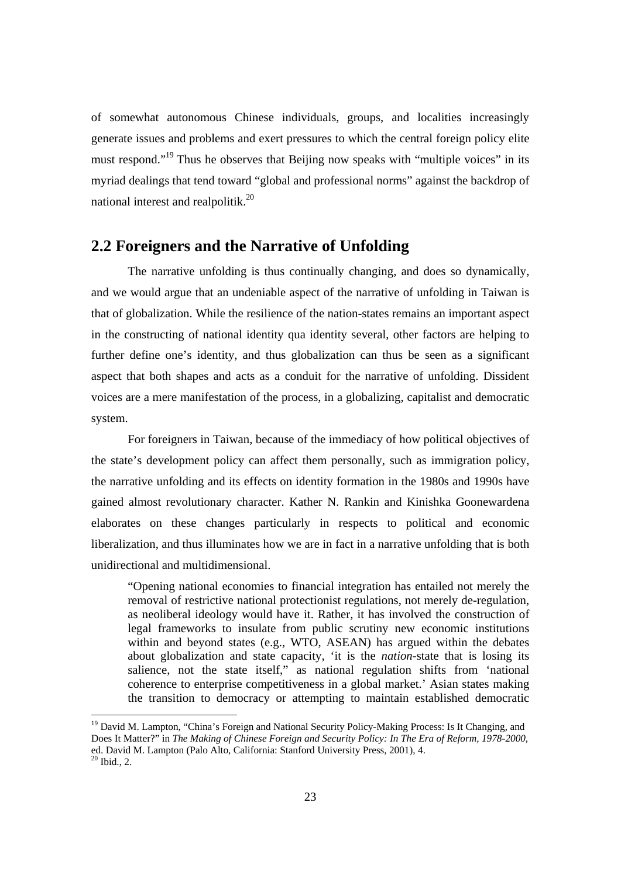of somewhat autonomous Chinese individuals, groups, and localities increasingly generate issues and problems and exert pressures to which the central foreign policy elite must respond."[19] Thus he observes that Beijing now speaks with "multiple voices" in its myriad dealings that tend toward "global and professional norms" against the backdrop of national interest and realpolitik.[20]

## 2.2 Foreigners and the Narrative of Unfolding

The narrative unfolding is thus continually changing, and does so dynamically, and we would argue that an undeniable aspect of the narrative of unfolding in Taiwan is that of globalization. While the resilience of the nation-states remains an important aspect in the constructing of national identity qua identity several, other factors are helping to further define one's identity, and thus globalization can thus be seen as a significant aspect that both shapes and acts as a conduit for the narrative of unfolding. Dissident voices are a mere manifestation of the process, in a globalizing, capitalist and democratic system.

For foreigners in Taiwan, because of the immediacy of how political objectives of the state's development policy can affect them personally, such as immigration policy, the narrative unfolding and its effects on identity formation in the 1980s and 1990s have gained almost revolutionary character. Kather N. Rankin and Kinishka Goonewardena elaborates on these changes particularly in respects to political and economic liberalization, and thus illuminates how we are in fact in a narrative unfolding that is both unidirectional and multidimensional.

> "Opening national economies to financial integration has entailed not merely the removal of restrictive national protectionist regulations, not merely de-regulation, as neoliberal ideology would have it. Rather, it has involved the construction of legal frameworks to insulate from public scrutiny new economic institutions within and beyond states (e.g., WTO, ASEAN) has argued within the debates about globalization and state capacity, 'it is the *nation*-state that is losing its salience, not the state itself," as national regulation shifts from 'national coherence to enterprise competitiveness in a global market.' Asian states making the transition to democracy or attempting to maintain established democratic

---

[19] David M. Lampton, "China's Foreign and National Security Policy-Making Process: Is It Changing, and Does It Matter?" in *The Making of Chinese Foreign and Security Policy: In The Era of Reform, 1978-2000*, ed. David M. Lampton (Palo Alto, California: Stanford University Press, 2001), 4.

[20] Ibid., 2.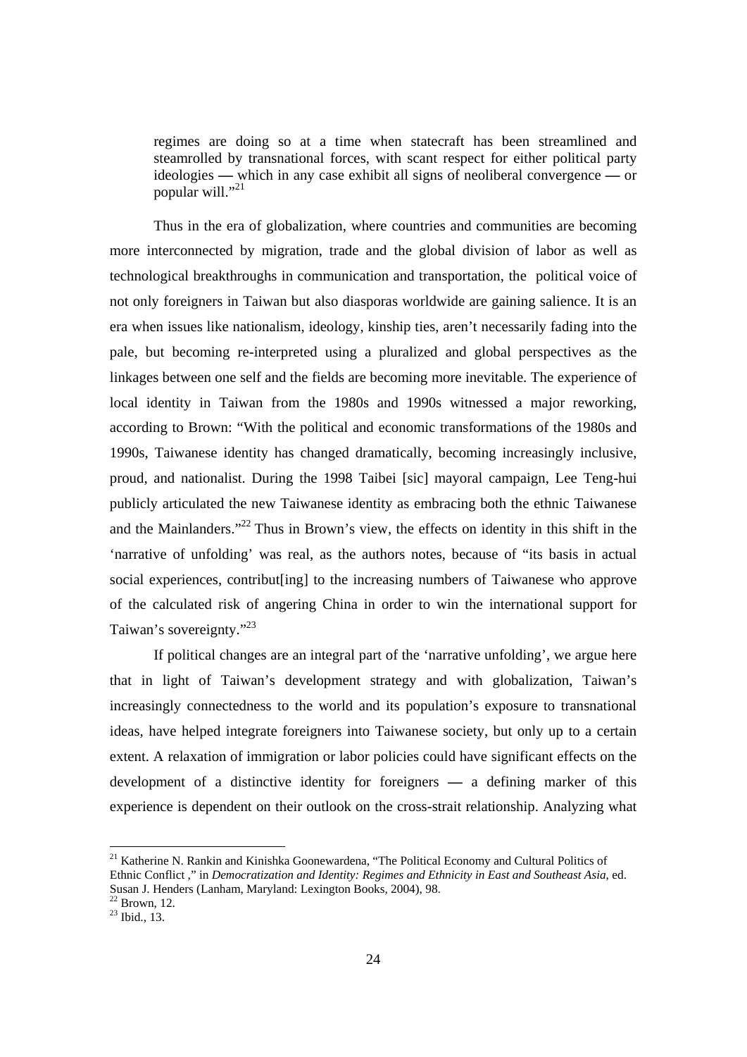> regimes are doing so at a time when statecraft has been streamlined and steamrolled by transnational forces, with scant respect for either political party ideologies — which in any case exhibit all signs of neoliberal convergence — or popular will."[21]

Thus in the era of globalization, where countries and communities are becoming more interconnected by migration, trade and the global division of labor as well as technological breakthroughs in communication and transportation, the political voice of not only foreigners in Taiwan but also diasporas worldwide are gaining salience. It is an era when issues like nationalism, ideology, kinship ties, aren't necessarily fading into the pale, but becoming re-interpreted using a pluralized and global perspectives as the linkages between one self and the fields are becoming more inevitable. The experience of local identity in Taiwan from the 1980s and 1990s witnessed a major reworking, according to Brown: "With the political and economic transformations of the 1980s and 1990s, Taiwanese identity has changed dramatically, becoming increasingly inclusive, proud, and nationalist. During the 1998 Taibei [sic] mayoral campaign, Lee Teng-hui publicly articulated the new Taiwanese identity as embracing both the ethnic Taiwanese and the Mainlanders."[22] Thus in Brown's view, the effects on identity in this shift in the 'narrative of unfolding' was real, as the authors notes, because of "its basis in actual social experiences, contribut[ing] to the increasing numbers of Taiwanese who approve of the calculated risk of angering China in order to win the international support for Taiwan's sovereignty."[23]

If political changes are an integral part of the 'narrative unfolding', we argue here that in light of Taiwan's development strategy and with globalization, Taiwan's increasingly connectedness to the world and its population's exposure to transnational ideas, have helped integrate foreigners into Taiwanese society, but only up to a certain extent. A relaxation of immigration or labor policies could have significant effects on the development of a distinctive identity for foreigners — a defining marker of this experience is dependent on their outlook on the cross-strait relationship. Analyzing what

---

[21] Katherine N. Rankin and Kinishka Goonewardena, "The Political Economy and Cultural Politics of Ethnic Conflict ," in *Democratization and Identity: Regimes and Ethnicity in East and Southeast Asia*, ed. Susan J. Henders (Lanham, Maryland: Lexington Books, 2004), 98.

[22] Brown, 12.

[23] Ibid., 13.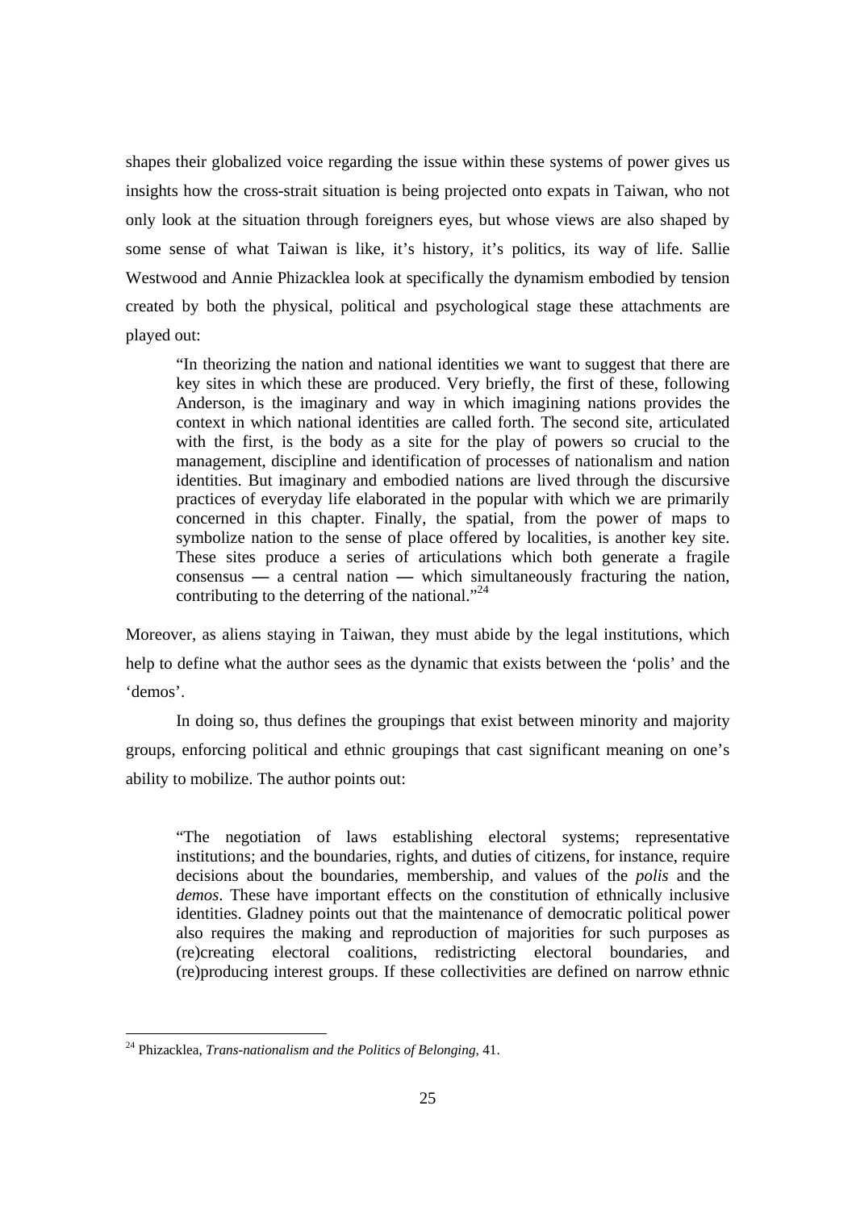shapes their globalized voice regarding the issue within these systems of power gives us insights how the cross-strait situation is being projected onto expats in Taiwan, who not only look at the situation through foreigners eyes, but whose views are also shaped by some sense of what Taiwan is like, it's history, it's politics, its way of life. Sallie Westwood and Annie Phizacklea look at specifically the dynamism embodied by tension created by both the physical, political and psychological stage these attachments are played out:

> "In theorizing the nation and national identities we want to suggest that there are key sites in which these are produced. Very briefly, the first of these, following Anderson, is the imaginary and way in which imagining nations provides the context in which national identities are called forth. The second site, articulated with the first, is the body as a site for the play of powers so crucial to the management, discipline and identification of processes of nationalism and nation identities. But imaginary and embodied nations are lived through the discursive practices of everyday life elaborated in the popular with which we are primarily concerned in this chapter. Finally, the spatial, from the power of maps to symbolize nation to the sense of place offered by localities, is another key site. These sites produce a series of articulations which both generate a fragile consensus — a central nation — which simultaneously fracturing the nation, contributing to the deterring of the national."[24]

Moreover, as aliens staying in Taiwan, they must abide by the legal institutions, which help to define what the author sees as the dynamic that exists between the 'polis' and the 'demos'.

In doing so, thus defines the groupings that exist between minority and majority groups, enforcing political and ethnic groupings that cast significant meaning on one's ability to mobilize. The author points out:

> "The negotiation of laws establishing electoral systems; representative institutions; and the boundaries, rights, and duties of citizens, for instance, require decisions about the boundaries, membership, and values of the *polis* and the *demos*. These have important effects on the constitution of ethnically inclusive identities. Gladney points out that the maintenance of democratic political power also requires the making and reproduction of majorities for such purposes as (re)creating electoral coalitions, redistricting electoral boundaries, and (re)producing interest groups. If these collectivities are defined on narrow ethnic

[24] Phizacklea, *Trans-nationalism and the Politics of Belonging*, 41.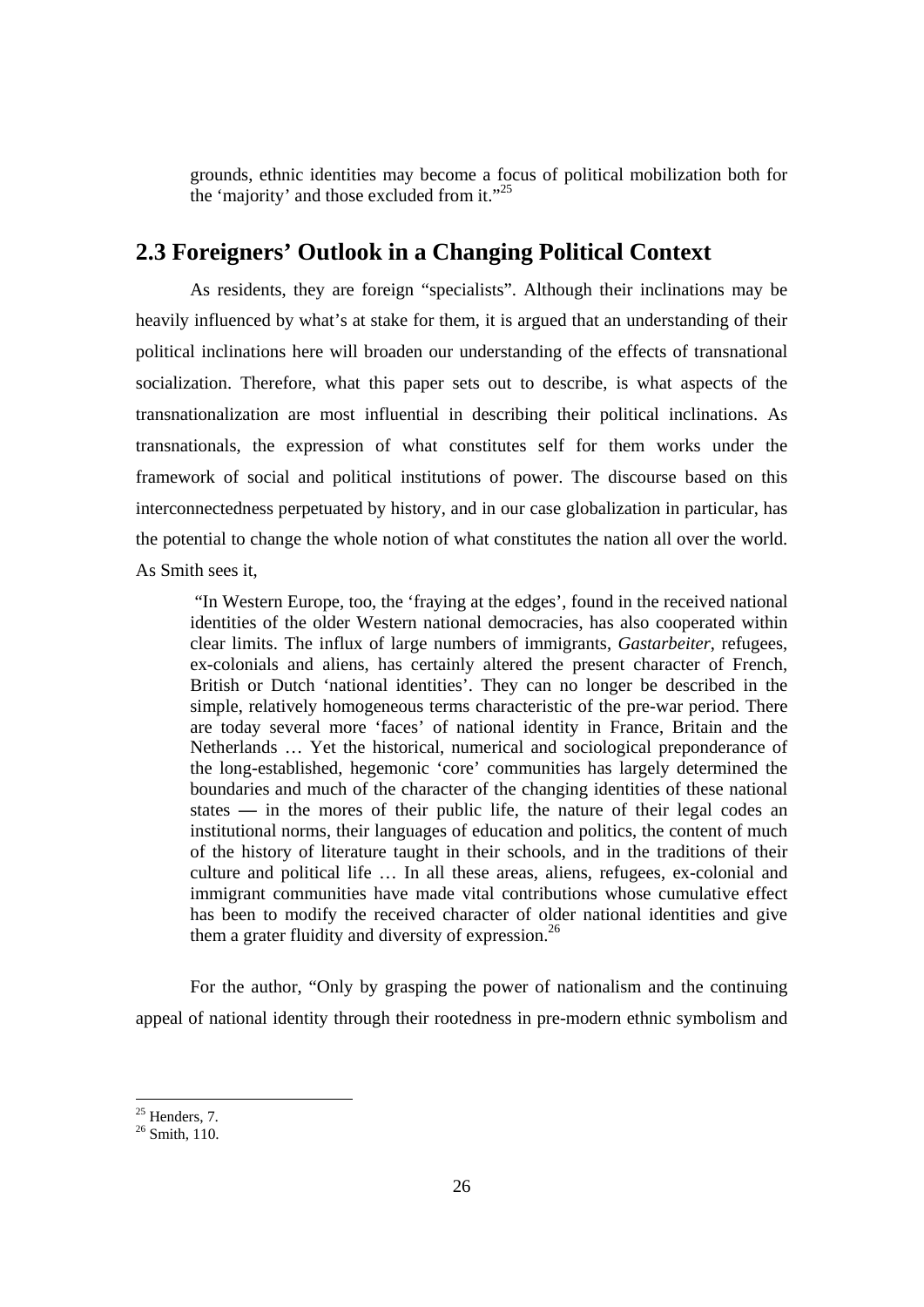grounds, ethnic identities may become a focus of political mobilization both for the 'majority' and those excluded from it."[25]

## 2.3 Foreigners' Outlook in a Changing Political Context

As residents, they are foreign "specialists". Although their inclinations may be heavily influenced by what's at stake for them, it is argued that an understanding of their political inclinations here will broaden our understanding of the effects of transnational socialization. Therefore, what this paper sets out to describe, is what aspects of the transnationalization are most influential in describing their political inclinations. As transnationals, the expression of what constitutes self for them works under the framework of social and political institutions of power. The discourse based on this interconnectedness perpetuated by history, and in our case globalization in particular, has the potential to change the whole notion of what constitutes the nation all over the world. As Smith sees it,

> "In Western Europe, too, the 'fraying at the edges', found in the received national identities of the older Western national democracies, has also cooperated within clear limits. The influx of large numbers of immigrants, *Gastarbeiter*, refugees, ex-colonials and aliens, has certainly altered the present character of French, British or Dutch 'national identities'. They can no longer be described in the simple, relatively homogeneous terms characteristic of the pre-war period. There are today several more 'faces' of national identity in France, Britain and the Netherlands … Yet the historical, numerical and sociological preponderance of the long-established, hegemonic 'core' communities has largely determined the boundaries and much of the character of the changing identities of these national states — in the mores of their public life, the nature of their legal codes an institutional norms, their languages of education and politics, the content of much of the history of literature taught in their schools, and in the traditions of their culture and political life … In all these areas, aliens, refugees, ex-colonial and immigrant communities have made vital contributions whose cumulative effect has been to modify the received character of older national identities and give them a grater fluidity and diversity of expression.[26]

For the author, "Only by grasping the power of nationalism and the continuing appeal of national identity through their rootedness in pre-modern ethnic symbolism and

---

[25] Henders, 7.

[26] Smith, 110.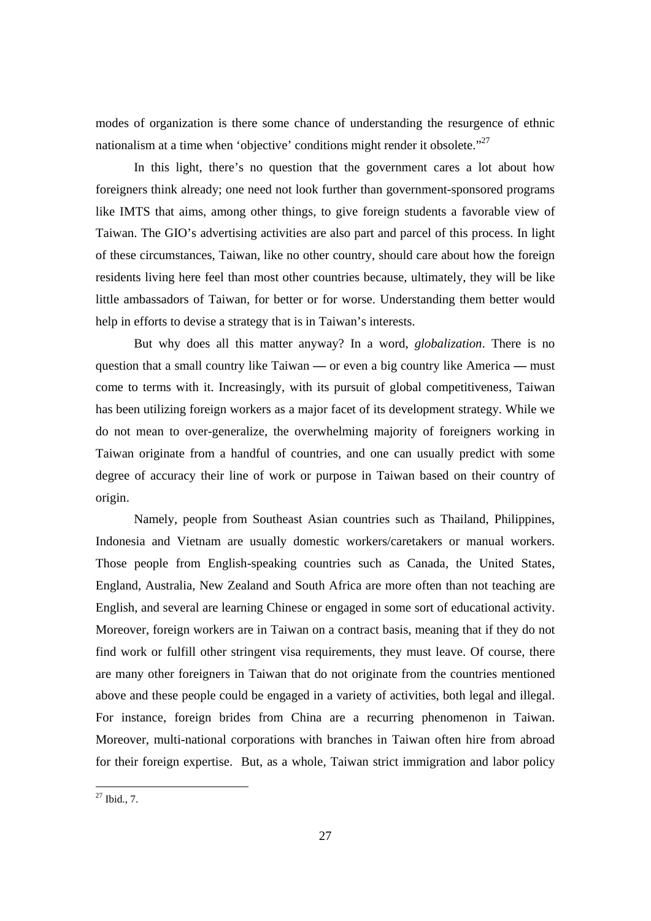modes of organization is there some chance of understanding the resurgence of ethnic nationalism at a time when 'objective' conditions might render it obsolete."[27]

In this light, there's no question that the government cares a lot about how foreigners think already; one need not look further than government-sponsored programs like IMTS that aims, among other things, to give foreign students a favorable view of Taiwan. The GIO's advertising activities are also part and parcel of this process. In light of these circumstances, Taiwan, like no other country, should care about how the foreign residents living here feel than most other countries because, ultimately, they will be like little ambassadors of Taiwan, for better or for worse. Understanding them better would help in efforts to devise a strategy that is in Taiwan's interests.

But why does all this matter anyway? In a word, *globalization*. There is no question that a small country like Taiwan — or even a big country like America — must come to terms with it. Increasingly, with its pursuit of global competitiveness, Taiwan has been utilizing foreign workers as a major facet of its development strategy. While we do not mean to over-generalize, the overwhelming majority of foreigners working in Taiwan originate from a handful of countries, and one can usually predict with some degree of accuracy their line of work or purpose in Taiwan based on their country of origin.

Namely, people from Southeast Asian countries such as Thailand, Philippines, Indonesia and Vietnam are usually domestic workers/caretakers or manual workers. Those people from English-speaking countries such as Canada, the United States, England, Australia, New Zealand and South Africa are more often than not teaching are English, and several are learning Chinese or engaged in some sort of educational activity. Moreover, foreign workers are in Taiwan on a contract basis, meaning that if they do not find work or fulfill other stringent visa requirements, they must leave. Of course, there are many other foreigners in Taiwan that do not originate from the countries mentioned above and these people could be engaged in a variety of activities, both legal and illegal. For instance, foreign brides from China are a recurring phenomenon in Taiwan. Moreover, multi-national corporations with branches in Taiwan often hire from abroad for their foreign expertise. But, as a whole, Taiwan strict immigration and labor policy

[27] Ibid., 7.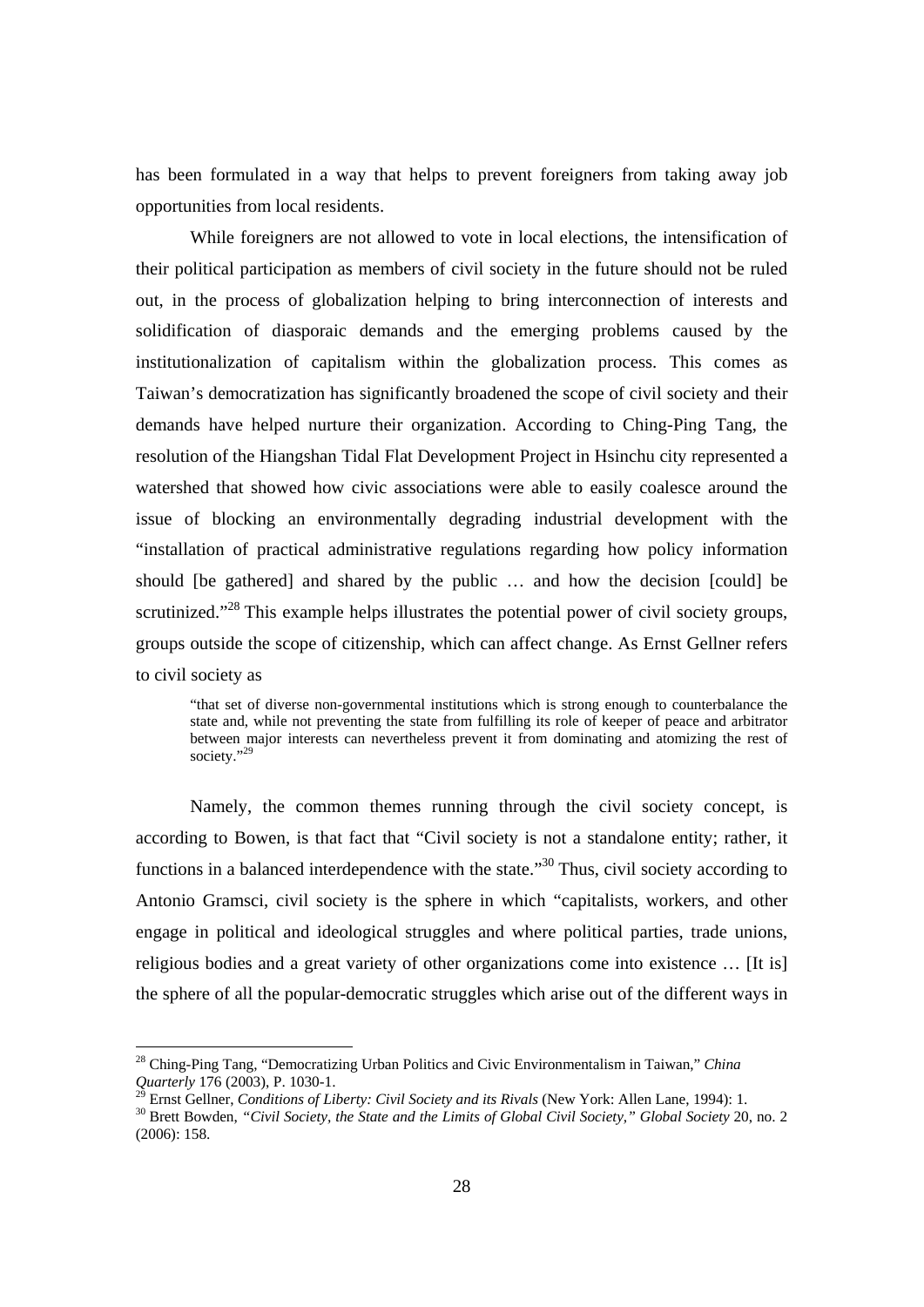has been formulated in a way that helps to prevent foreigners from taking away job opportunities from local residents.

While foreigners are not allowed to vote in local elections, the intensification of their political participation as members of civil society in the future should not be ruled out, in the process of globalization helping to bring interconnection of interests and solidification of diasporaic demands and the emerging problems caused by the institutionalization of capitalism within the globalization process. This comes as Taiwan's democratization has significantly broadened the scope of civil society and their demands have helped nurture their organization. According to Ching-Ping Tang, the resolution of the Hiangshan Tidal Flat Development Project in Hsinchu city represented a watershed that showed how civic associations were able to easily coalesce around the issue of blocking an environmentally degrading industrial development with the "installation of practical administrative regulations regarding how policy information should [be gathered] and shared by the public … and how the decision [could] be scrutinized."[28] This example helps illustrates the potential power of civil society groups, groups outside the scope of citizenship, which can affect change. As Ernst Gellner refers to civil society as

> "that set of diverse non-governmental institutions which is strong enough to counterbalance the state and, while not preventing the state from fulfilling its role of keeper of peace and arbitrator between major interests can nevertheless prevent it from dominating and atomizing the rest of society."[29]

Namely, the common themes running through the civil society concept, is according to Bowen, is that fact that "Civil society is not a standalone entity; rather, it functions in a balanced interdependence with the state."[30] Thus, civil society according to Antonio Gramsci, civil society is the sphere in which "capitalists, workers, and other engage in political and ideological struggles and where political parties, trade unions, religious bodies and a great variety of other organizations come into existence … [It is] the sphere of all the popular-democratic struggles which arise out of the different ways in

---

[28] Ching-Ping Tang, "Democratizing Urban Politics and Civic Environmentalism in Taiwan," *China Quarterly* 176 (2003), P. 1030-1.

[29] Ernst Gellner, *Conditions of Liberty: Civil Society and its Rivals* (New York: Allen Lane, 1994): 1.

[30] Brett Bowden, *"Civil Society, the State and the Limits of Global Civil Society," Global Society* 20, no. 2 (2006): 158.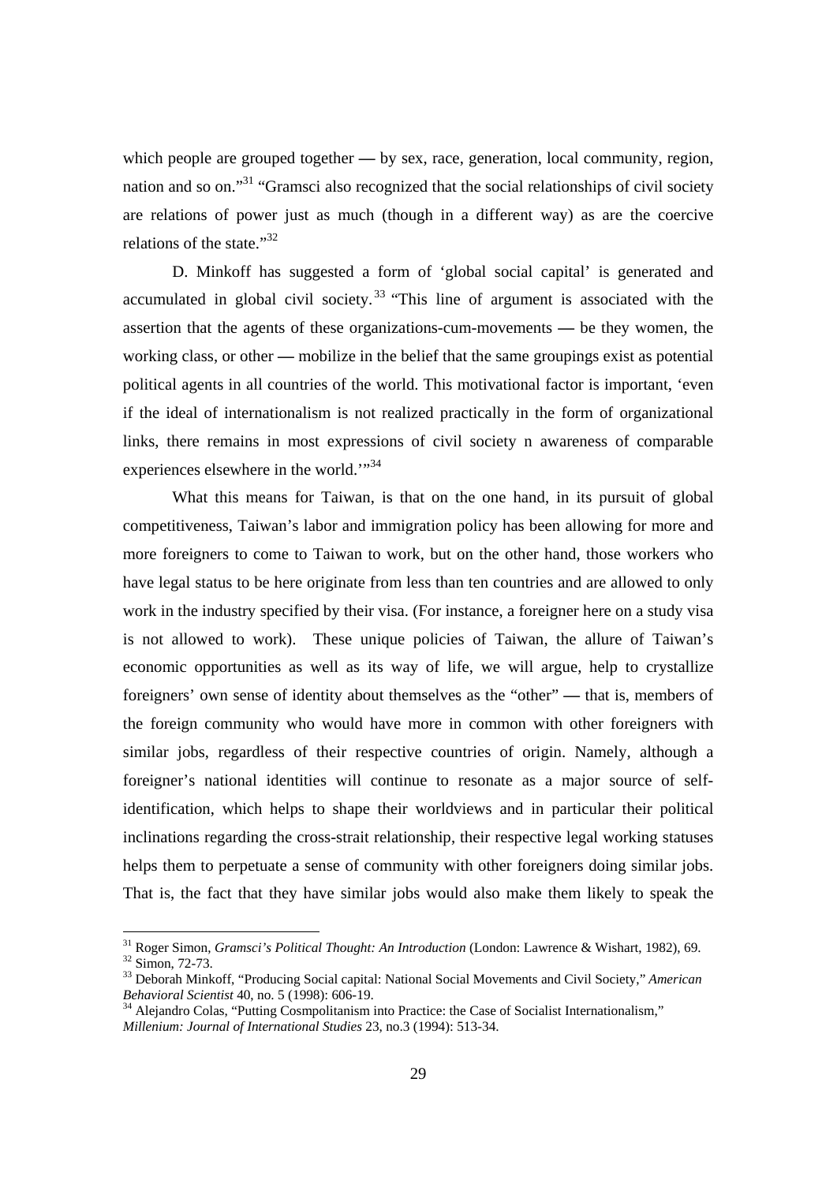which people are grouped together — by sex, race, generation, local community, region, nation and so on."[31] "Gramsci also recognized that the social relationships of civil society are relations of power just as much (though in a different way) as are the coercive relations of the state."[32]

D. Minkoff has suggested a form of 'global social capital' is generated and accumulated in global civil society.[33] "This line of argument is associated with the assertion that the agents of these organizations-cum-movements — be they women, the working class, or other — mobilize in the belief that the same groupings exist as potential political agents in all countries of the world. This motivational factor is important, 'even if the ideal of internationalism is not realized practically in the form of organizational links, there remains in most expressions of civil society n awareness of comparable experiences elsewhere in the world.'"[34]

What this means for Taiwan, is that on the one hand, in its pursuit of global competitiveness, Taiwan's labor and immigration policy has been allowing for more and more foreigners to come to Taiwan to work, but on the other hand, those workers who have legal status to be here originate from less than ten countries and are allowed to only work in the industry specified by their visa. (For instance, a foreigner here on a study visa is not allowed to work). These unique policies of Taiwan, the allure of Taiwan's economic opportunities as well as its way of life, we will argue, help to crystallize foreigners' own sense of identity about themselves as the "other" — that is, members of the foreign community who would have more in common with other foreigners with similar jobs, regardless of their respective countries of origin. Namely, although a foreigner's national identities will continue to resonate as a major source of self-identification, which helps to shape their worldviews and in particular their political inclinations regarding the cross-strait relationship, their respective legal working statuses helps them to perpetuate a sense of community with other foreigners doing similar jobs. That is, the fact that they have similar jobs would also make them likely to speak the

---

[31] Roger Simon, *Gramsci's Political Thought: An Introduction* (London: Lawrence & Wishart, 1982), 69.

[32] Simon, 72-73.

[33] Deborah Minkoff, "Producing Social capital: National Social Movements and Civil Society," *American Behavioral Scientist* 40, no. 5 (1998): 606-19.

[34] Alejandro Colas, "Putting Cosmpolitanism into Practice: the Case of Socialist Internationalism," *Millenium: Journal of International Studies* 23, no.3 (1994): 513-34.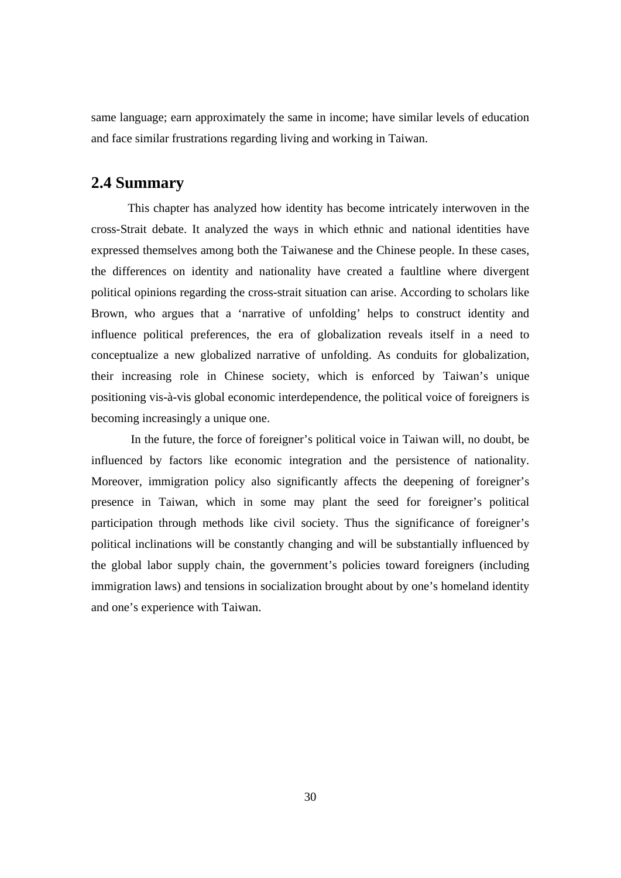same language; earn approximately the same in income; have similar levels of education and face similar frustrations regarding living and working in Taiwan.

## 2.4 Summary

This chapter has analyzed how identity has become intricately interwoven in the cross-Strait debate. It analyzed the ways in which ethnic and national identities have expressed themselves among both the Taiwanese and the Chinese people. In these cases, the differences on identity and nationality have created a faultline where divergent political opinions regarding the cross-strait situation can arise. According to scholars like Brown, who argues that a 'narrative of unfolding' helps to construct identity and influence political preferences, the era of globalization reveals itself in a need to conceptualize a new globalized narrative of unfolding. As conduits for globalization, their increasing role in Chinese society, which is enforced by Taiwan's unique positioning vis-à-vis global economic interdependence, the political voice of foreigners is becoming increasingly a unique one.

In the future, the force of foreigner's political voice in Taiwan will, no doubt, be influenced by factors like economic integration and the persistence of nationality. Moreover, immigration policy also significantly affects the deepening of foreigner's presence in Taiwan, which in some may plant the seed for foreigner's political participation through methods like civil society. Thus the significance of foreigner's political inclinations will be constantly changing and will be substantially influenced by the global labor supply chain, the government's policies toward foreigners (including immigration laws) and tensions in socialization brought about by one's homeland identity and one's experience with Taiwan.